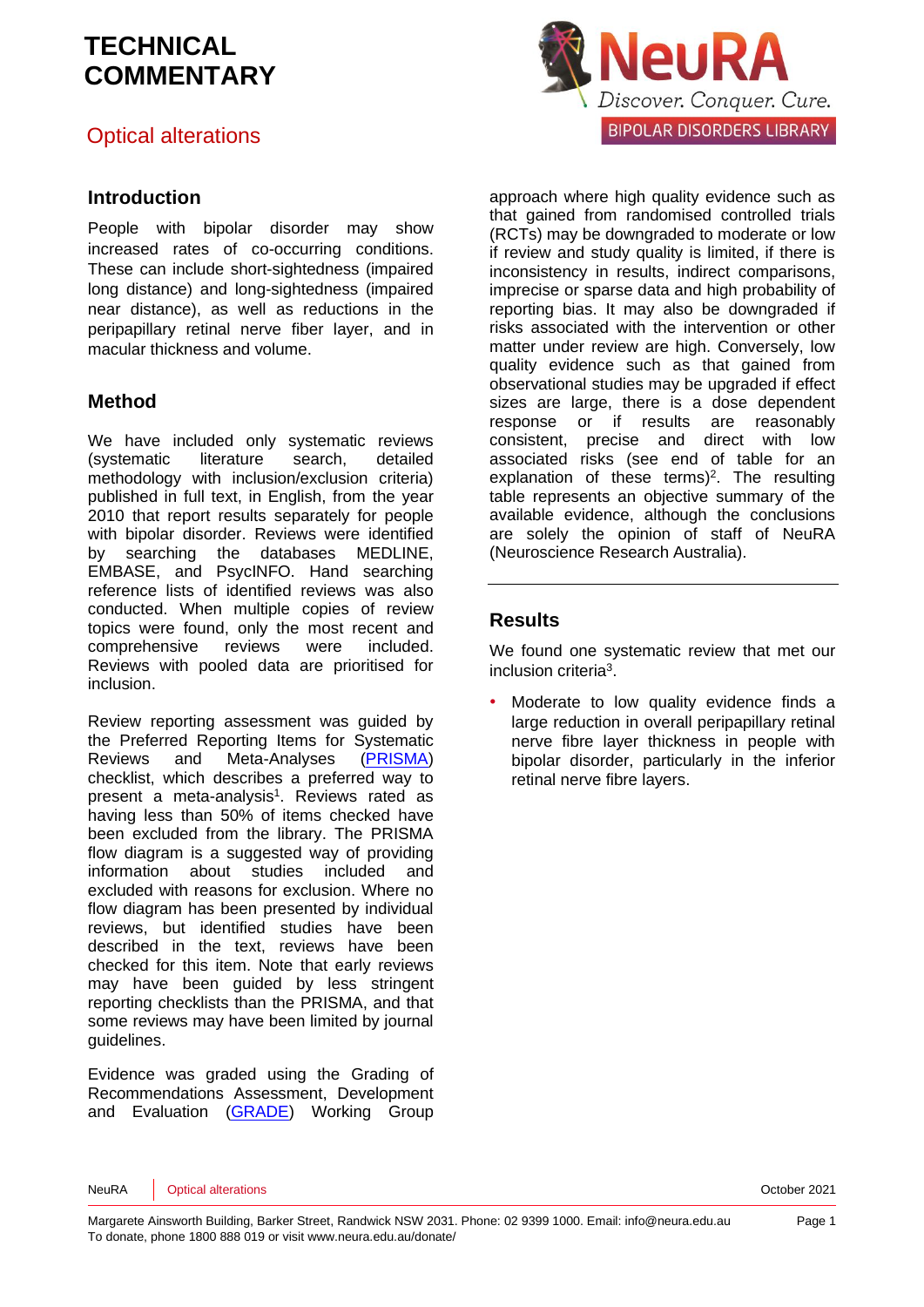# TECHNICAL COMMENTARY

## Optical alterations

NeuRA
Discover. Conquer. Cure.
BIPOLAR DISORDERS LIBRARY

### Introduction

People with bipolar disorder may show increased rates of co-occurring conditions. These can include short-sightedness (impaired long distance) and long-sightedness (impaired near distance), as well as reductions in the peripapillary retinal nerve fiber layer, and in macular thickness and volume.

### Method

We have included only systematic reviews (systematic literature search, detailed methodology with inclusion/exclusion criteria) published in full text, in English, from the year 2010 that report results separately for people with bipolar disorder. Reviews were identified by searching the databases MEDLINE, EMBASE, and PsycINFO. Hand searching reference lists of identified reviews was also conducted. When multiple copies of review topics were found, only the most recent and comprehensive reviews were included. Reviews with pooled data are prioritised for inclusion.

Review reporting assessment was guided by the Preferred Reporting Items for Systematic Reviews and Meta-Analyses ([PRISMA](PRISMA)) checklist, which describes a preferred way to present a meta-analysis[1]. Reviews rated as having less than 50% of items checked have been excluded from the library. The PRISMA flow diagram is a suggested way of providing information about studies included and excluded with reasons for exclusion. Where no flow diagram has been presented by individual reviews, but identified studies have been described in the text, reviews have been checked for this item. Note that early reviews may have been guided by less stringent reporting checklists than the PRISMA, and that some reviews may have been limited by journal guidelines.

Evidence was graded using the Grading of Recommendations Assessment, Development and Evaluation ([GRADE](GRADE)) Working Group approach where high quality evidence such as that gained from randomised controlled trials (RCTs) may be downgraded to moderate or low if review and study quality is limited, if there is inconsistency in results, indirect comparisons, imprecise or sparse data and high probability of reporting bias. It may also be downgraded if risks associated with the intervention or other matter under review are high. Conversely, low quality evidence such as that gained from observational studies may be upgraded if effect sizes are large, there is a dose dependent response or if results are reasonably consistent, precise and direct with low associated risks (see end of table for an explanation of these terms)[2]. The resulting table represents an objective summary of the available evidence, although the conclusions are solely the opinion of staff of NeuRA (Neuroscience Research Australia).

### Results

We found one systematic review that met our inclusion criteria[3].

- Moderate to low quality evidence finds a large reduction in overall peripapillary retinal nerve fibre layer thickness in people with bipolar disorder, particularly in the inferior retinal nerve fibre layers.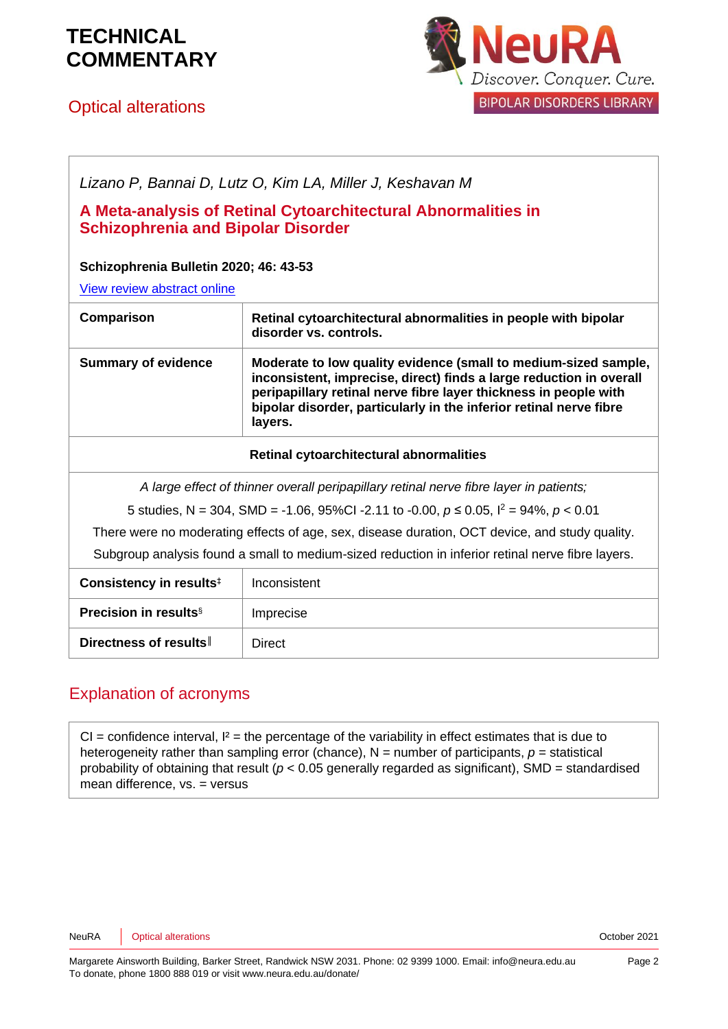# TECHNICAL COMMENTARY

## Optical alterations

*Lizano P, Bannai D, Lutz O, Kim LA, Miller J, Keshavan M*

**A Meta-analysis of Retinal Cytoarchitectural Abnormalities in Schizophrenia and Bipolar Disorder**

**Schizophrenia Bulletin 2020; 46: 43-53**

View review abstract online

| **Comparison** | **Retinal cytoarchitectural abnormalities in people with bipolar disorder vs. controls.** |
|---|---|
| **Summary of evidence** | **Moderate to low quality evidence (small to medium-sized sample, inconsistent, imprecise, direct) finds a large reduction in overall peripapillary retinal nerve fibre layer thickness in people with bipolar disorder, particularly in the inferior retinal nerve fibre layers.** |
| **Retinal cytoarchitectural abnormalities** | |
| *A large effect of thinner overall peripapillary retinal nerve fibre layer in patients;* 5 studies, N = 304, SMD = -1.06, 95%CI -2.11 to -0.00, $p \leq 0.05$, $I^2$ = 94%, $p < 0.01$ There were no moderating effects of age, sex, disease duration, OCT device, and study quality. Subgroup analysis found a small to medium-sized reduction in inferior retinal nerve fibre layers. | |
| **Consistency in results‡** | Inconsistent |
| **Precision in results§** | Imprecise |
| **Directness of results‖** | Direct |

## Explanation of acronyms

CI = confidence interval, $I^2$ = the percentage of the variability in effect estimates that is due to heterogeneity rather than sampling error (chance), N = number of participants, $p$ = statistical probability of obtaining that result ($p < 0.05$ generally regarded as significant), SMD = standardised mean difference, vs. = versus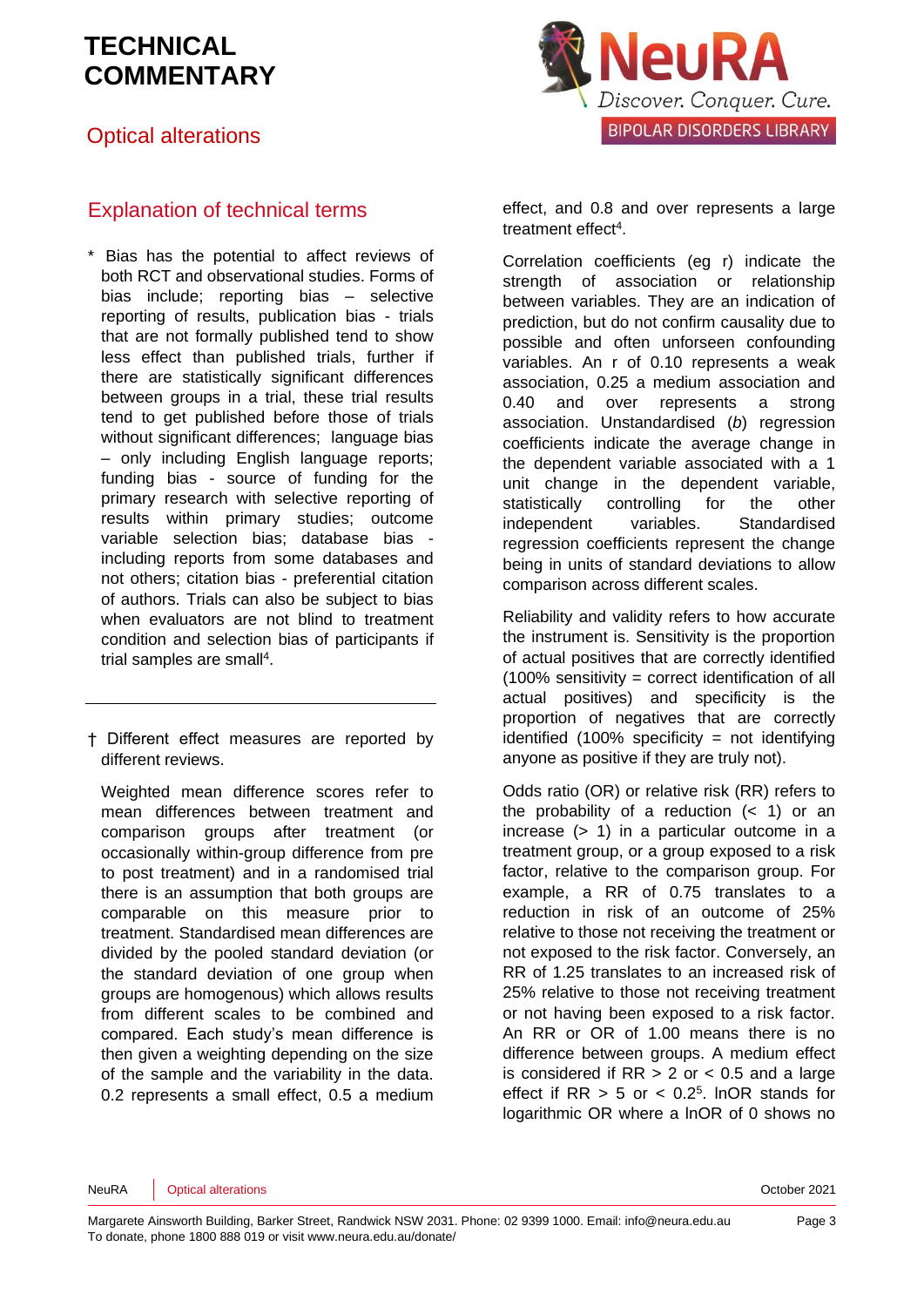# TECHNICAL COMMENTARY

## Optical alterations

## Explanation of technical terms

\* Bias has the potential to affect reviews of both RCT and observational studies. Forms of bias include; reporting bias – selective reporting of results, publication bias - trials that are not formally published tend to show less effect than published trials, further if there are statistically significant differences between groups in a trial, these trial results tend to get published before those of trials without significant differences; language bias – only including English language reports; funding bias - source of funding for the primary research with selective reporting of results within primary studies; outcome variable selection bias; database bias - including reports from some databases and not others; citation bias - preferential citation of authors. Trials can also be subject to bias when evaluators are not blind to treatment condition and selection bias of participants if trial samples are small[4].

---

† Different effect measures are reported by different reviews.

Weighted mean difference scores refer to mean differences between treatment and comparison groups after treatment (or occasionally within-group difference from pre to post treatment) and in a randomised trial there is an assumption that both groups are comparable on this measure prior to treatment. Standardised mean differences are divided by the pooled standard deviation (or the standard deviation of one group when groups are homogenous) which allows results from different scales to be combined and compared. Each study's mean difference is then given a weighting depending on the size of the sample and the variability in the data. 0.2 represents a small effect, 0.5 a medium effect, and 0.8 and over represents a large treatment effect[4].

Correlation coefficients (eg r) indicate the strength of association or relationship between variables. They are an indication of prediction, but do not confirm causality due to possible and often unforseen confounding variables. An r of 0.10 represents a weak association, 0.25 a medium association and 0.40 and over represents a strong association. Unstandardised (*b*) regression coefficients indicate the average change in the dependent variable associated with a 1 unit change in the dependent variable, statistically controlling for the other independent variables. Standardised regression coefficients represent the change being in units of standard deviations to allow comparison across different scales.

Reliability and validity refers to how accurate the instrument is. Sensitivity is the proportion of actual positives that are correctly identified (100% sensitivity = correct identification of all actual positives) and specificity is the proportion of negatives that are correctly identified (100% specificity = not identifying anyone as positive if they are truly not).

Odds ratio (OR) or relative risk (RR) refers to the probability of a reduction (< 1) or an increase (> 1) in a particular outcome in a treatment group, or a group exposed to a risk factor, relative to the comparison group. For example, a RR of 0.75 translates to a reduction in risk of an outcome of 25% relative to those not receiving the treatment or not exposed to the risk factor. Conversely, an RR of 1.25 translates to an increased risk of 25% relative to those not receiving treatment or not having been exposed to a risk factor. An RR or OR of 1.00 means there is no difference between groups. A medium effect is considered if RR > 2 or < 0.5 and a large effect if RR > 5 or < 0.2[5]. lnOR stands for logarithmic OR where a lnOR of 0 shows no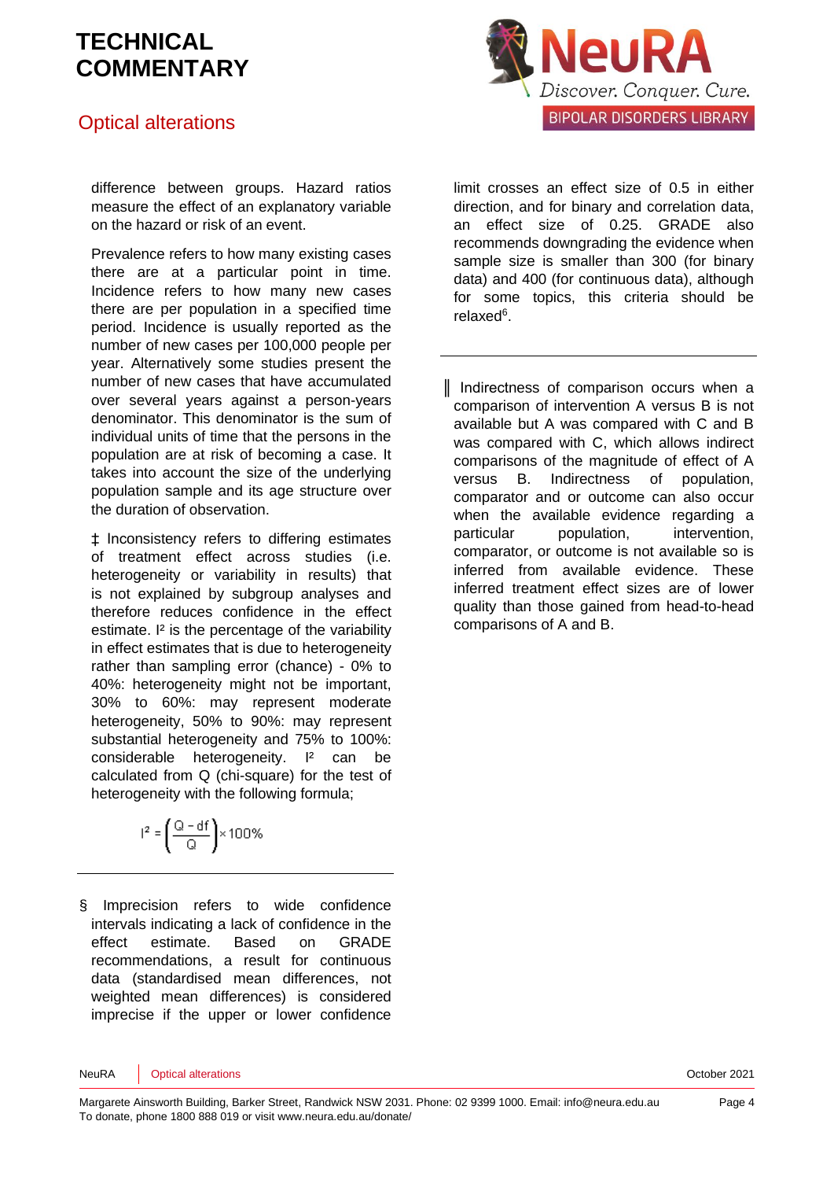difference between groups. Hazard ratios measure the effect of an explanatory variable on the hazard or risk of an event.

Prevalence refers to how many existing cases there are at a particular point in time. Incidence refers to how many new cases there are per population in a specified time period. Incidence is usually reported as the number of new cases per 100,000 people per year. Alternatively some studies present the number of new cases that have accumulated over several years against a person-years denominator. This denominator is the sum of individual units of time that the persons in the population are at risk of becoming a case. It takes into account the size of the underlying population sample and its age structure over the duration of observation.

‡ Inconsistency refers to differing estimates of treatment effect across studies (i.e. heterogeneity or variability in results) that is not explained by subgroup analyses and therefore reduces confidence in the effect estimate. $I^2$ is the percentage of the variability in effect estimates that is due to heterogeneity rather than sampling error (chance) - 0% to 40%: heterogeneity might not be important, 30% to 60%: may represent moderate heterogeneity, 50% to 90%: may represent substantial heterogeneity and 75% to 100%: considerable heterogeneity. $I^2$ can be calculated from Q (chi-square) for the test of heterogeneity with the following formula;

$$I^2 = \left(\frac{Q - df}{Q}\right) \times 100\%$$

---

§ Imprecision refers to wide confidence intervals indicating a lack of confidence in the effect estimate. Based on GRADE recommendations, a result for continuous data (standardised mean differences, not weighted mean differences) is considered imprecise if the upper or lower confidence limit crosses an effect size of 0.5 in either direction, and for binary and correlation data, an effect size of 0.25. GRADE also recommends downgrading the evidence when sample size is smaller than 300 (for binary data) and 400 (for continuous data), although for some topics, this criteria should be relaxed[6].

---

‖ Indirectness of comparison occurs when a comparison of intervention A versus B is not available but A was compared with C and B was compared with C, which allows indirect comparisons of the magnitude of effect of A versus B. Indirectness of population, comparator and or outcome can also occur when the available evidence regarding a particular population, intervention, comparator, or outcome is not available so is inferred from available evidence. These inferred treatment effect sizes are of lower quality than those gained from head-to-head comparisons of A and B.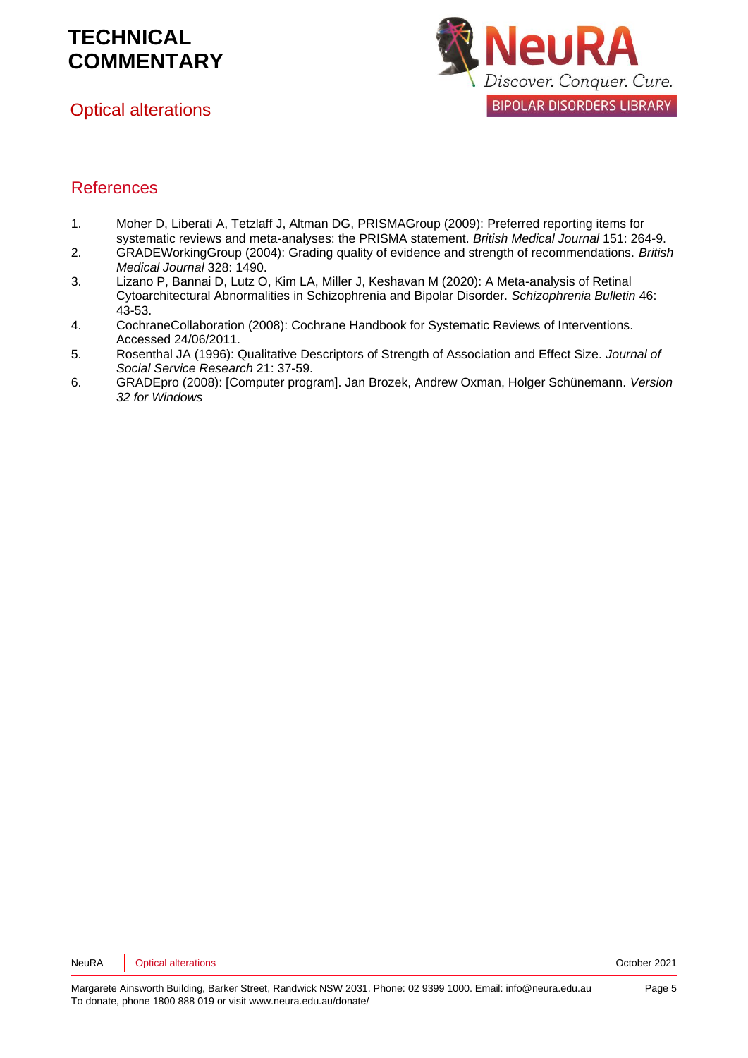## References

1. Moher D, Liberati A, Tetzlaff J, Altman DG, PRISMAGroup (2009): Preferred reporting items for systematic reviews and meta-analyses: the PRISMA statement. *British Medical Journal* 151: 264-9.
2. GRADEWorkingGroup (2004): Grading quality of evidence and strength of recommendations. *British Medical Journal* 328: 1490.
3. Lizano P, Bannai D, Lutz O, Kim LA, Miller J, Keshavan M (2020): A Meta-analysis of Retinal Cytoarchitectural Abnormalities in Schizophrenia and Bipolar Disorder. *Schizophrenia Bulletin* 46: 43-53.
4. CochraneCollaboration (2008): Cochrane Handbook for Systematic Reviews of Interventions. Accessed 24/06/2011.
5. Rosenthal JA (1996): Qualitative Descriptors of Strength of Association and Effect Size. *Journal of Social Service Research* 21: 37-59.
6. GRADEpro (2008): [Computer program]. Jan Brozek, Andrew Oxman, Holger Schünemann. *Version 32 for Windows*